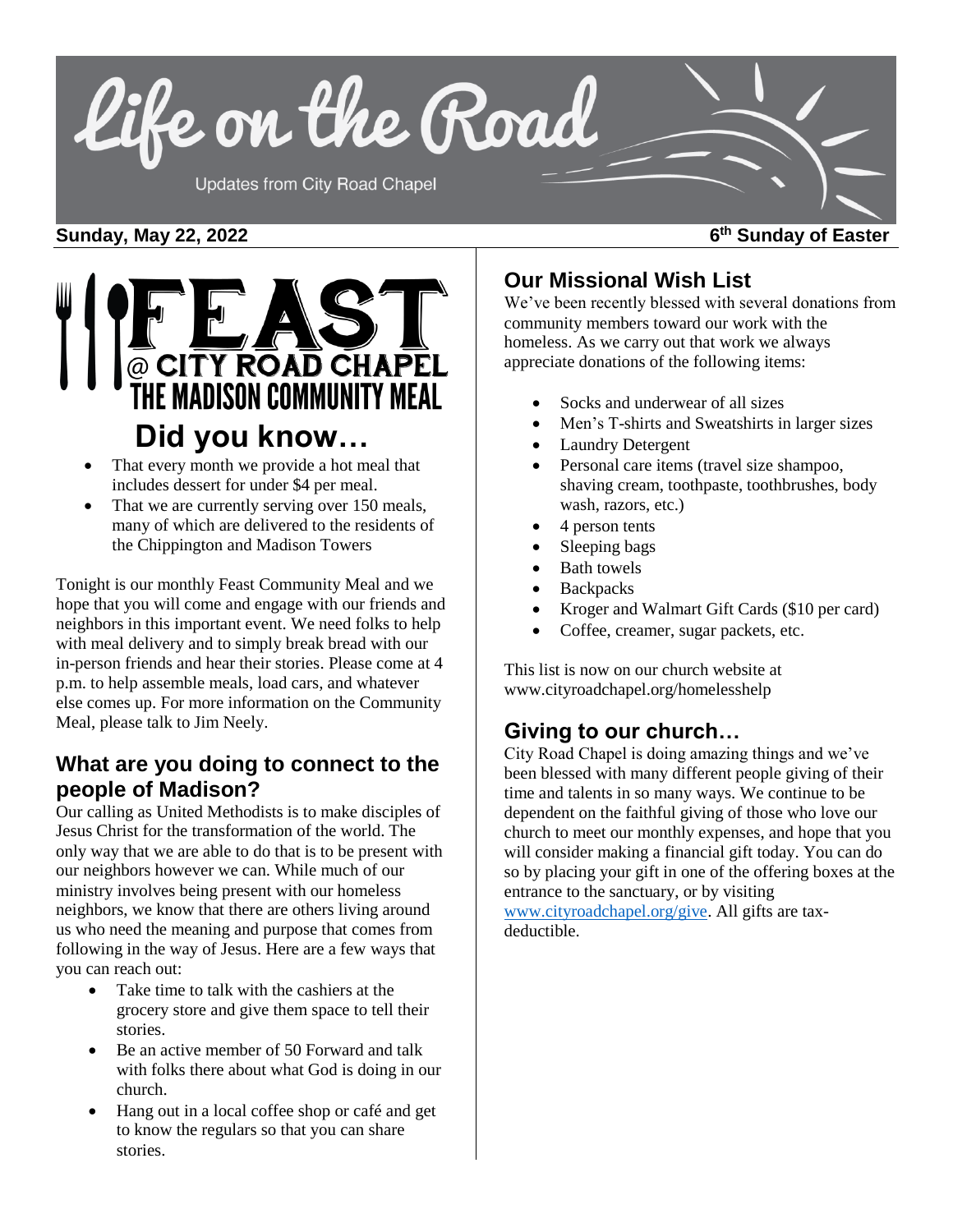# Life on the Road

Updates from City Road Chapel

**Sunday, May 22, 2022** **6th Sunday of Easter**

# FEAST @ CITY ROAD CHAPEL

## THE MADISON COMMUNITY MEAL

## Did you know…

- That every month we provide a hot meal that includes dessert for under $4 per meal.
- That we are currently serving over 150 meals, many of which are delivered to the residents of the Chippington and Madison Towers

Tonight is our monthly Feast Community Meal and we hope that you will come and engage with our friends and neighbors in this important event. We need folks to help with meal delivery and to simply break bread with our in-person friends and hear their stories. Please come at 4 p.m. to help assemble meals, load cars, and whatever else comes up. For more information on the Community Meal, please talk to Jim Neely.

## What are you doing to connect to the people of Madison?

Our calling as United Methodists is to make disciples of Jesus Christ for the transformation of the world. The only way that we are able to do that is to be present with our neighbors however we can. While much of our ministry involves being present with our homeless neighbors, we know that there are others living around us who need the meaning and purpose that comes from following in the way of Jesus. Here are a few ways that you can reach out:

- Take time to talk with the cashiers at the grocery store and give them space to tell their stories.
- Be an active member of 50 Forward and talk with folks there about what God is doing in our church.
- Hang out in a local coffee shop or café and get to know the regulars so that you can share stories.

## Our Missional Wish List

We've been recently blessed with several donations from community members toward our work with the homeless. As we carry out that work we always appreciate donations of the following items:

- Socks and underwear of all sizes
- Men's T-shirts and Sweatshirts in larger sizes
- Laundry Detergent
- Personal care items (travel size shampoo, shaving cream, toothpaste, toothbrushes, body wash, razors, etc.)
- 4 person tents
- Sleeping bags
- Bath towels
- Backpacks
- Kroger and Walmart Gift Cards ($10 per card)
- Coffee, creamer, sugar packets, etc.

This list is now on our church website at www.cityroadchapel.org/homelesshelp

## Giving to our church…

City Road Chapel is doing amazing things and we've been blessed with many different people giving of their time and talents in so many ways. We continue to be dependent on the faithful giving of those who love our church to meet our monthly expenses, and hope that you will consider making a financial gift today. You can do so by placing your gift in one of the offering boxes at the entrance to the sanctuary, or by visiting www.cityroadchapel.org/give. All gifts are tax-deductible.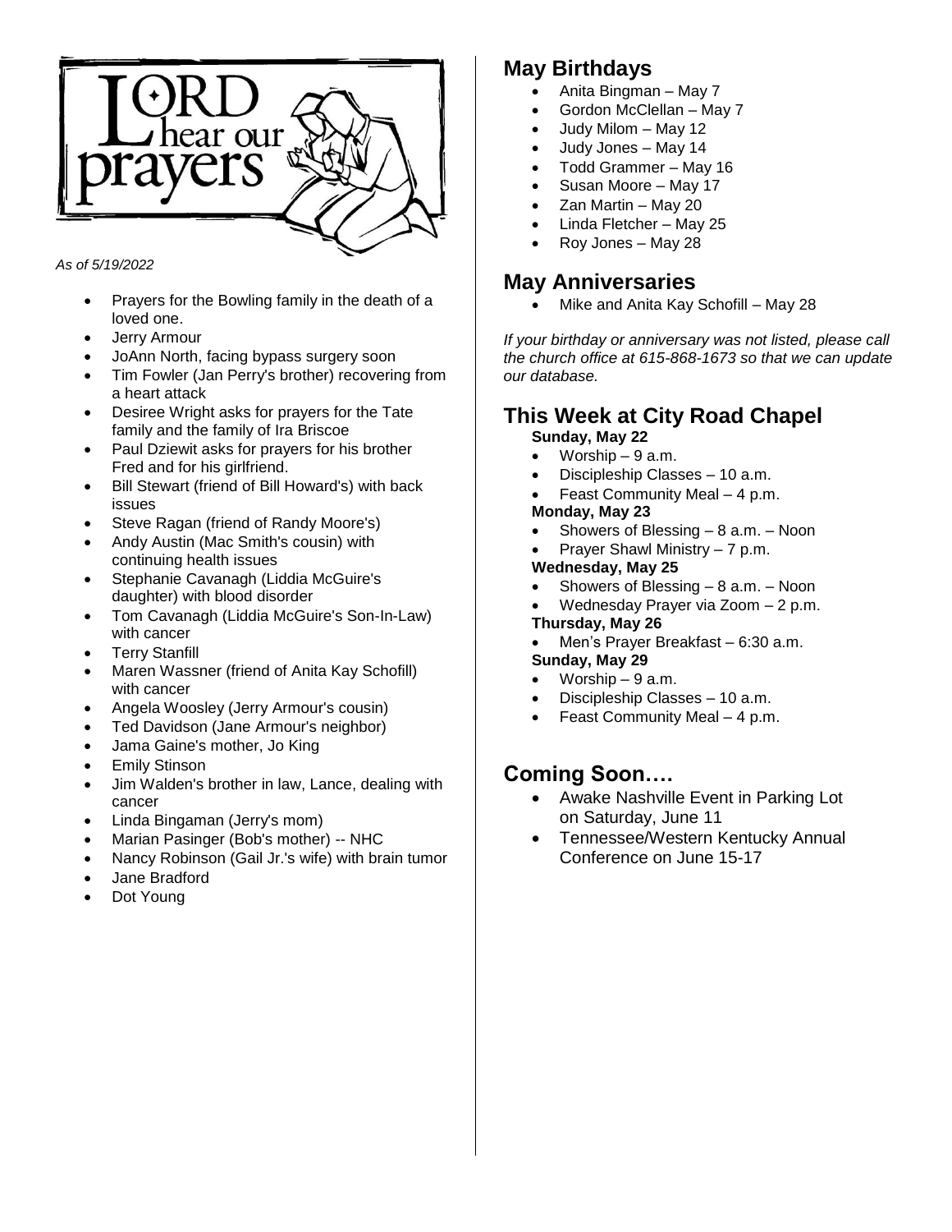# LORD hear our prayers

*As of 5/19/2022*

- Prayers for the Bowling family in the death of a loved one.
- Jerry Armour
- JoAnn North, facing bypass surgery soon
- Tim Fowler (Jan Perry's brother) recovering from a heart attack
- Desiree Wright asks for prayers for the Tate family and the family of Ira Briscoe
- Paul Dziewit asks for prayers for his brother Fred and for his girlfriend.
- Bill Stewart (friend of Bill Howard's) with back issues
- Steve Ragan (friend of Randy Moore's)
- Andy Austin (Mac Smith's cousin) with continuing health issues
- Stephanie Cavanagh (Liddia McGuire's daughter) with blood disorder
- Tom Cavanagh (Liddia McGuire's Son-In-Law) with cancer
- Terry Stanfill
- Maren Wassner (friend of Anita Kay Schofill) with cancer
- Angela Woosley (Jerry Armour's cousin)
- Ted Davidson (Jane Armour's neighbor)
- Jama Gaine's mother, Jo King
- Emily Stinson
- Jim Walden's brother in law, Lance, dealing with cancer
- Linda Bingaman (Jerry's mom)
- Marian Pasinger (Bob's mother) -- NHC
- Nancy Robinson (Gail Jr.'s wife) with brain tumor
- Jane Bradford
- Dot Young

## May Birthdays

- Anita Bingman – May 7
- Gordon McClellan – May 7
- Judy Milom – May 12
- Judy Jones – May 14
- Todd Grammer – May 16
- Susan Moore – May 17
- Zan Martin – May 20
- Linda Fletcher – May 25
- Roy Jones – May 28

## May Anniversaries

- Mike and Anita Kay Schofill – May 28

*If your birthday or anniversary was not listed, please call the church office at 615-868-1673 so that we can update our database.*

## This Week at City Road Chapel

**Sunday, May 22**

- Worship – 9 a.m.
- Discipleship Classes – 10 a.m.
- Feast Community Meal – 4 p.m.

**Monday, May 23**

- Showers of Blessing – 8 a.m. – Noon
- Prayer Shawl Ministry – 7 p.m.

**Wednesday, May 25**

- Showers of Blessing – 8 a.m. – Noon
- Wednesday Prayer via Zoom – 2 p.m.

**Thursday, May 26**

- Men's Prayer Breakfast – 6:30 a.m.

**Sunday, May 29**

- Worship – 9 a.m.
- Discipleship Classes – 10 a.m.
- Feast Community Meal – 4 p.m.

## Coming Soon….

- Awake Nashville Event in Parking Lot on Saturday, June 11
- Tennessee/Western Kentucky Annual Conference on June 15-17